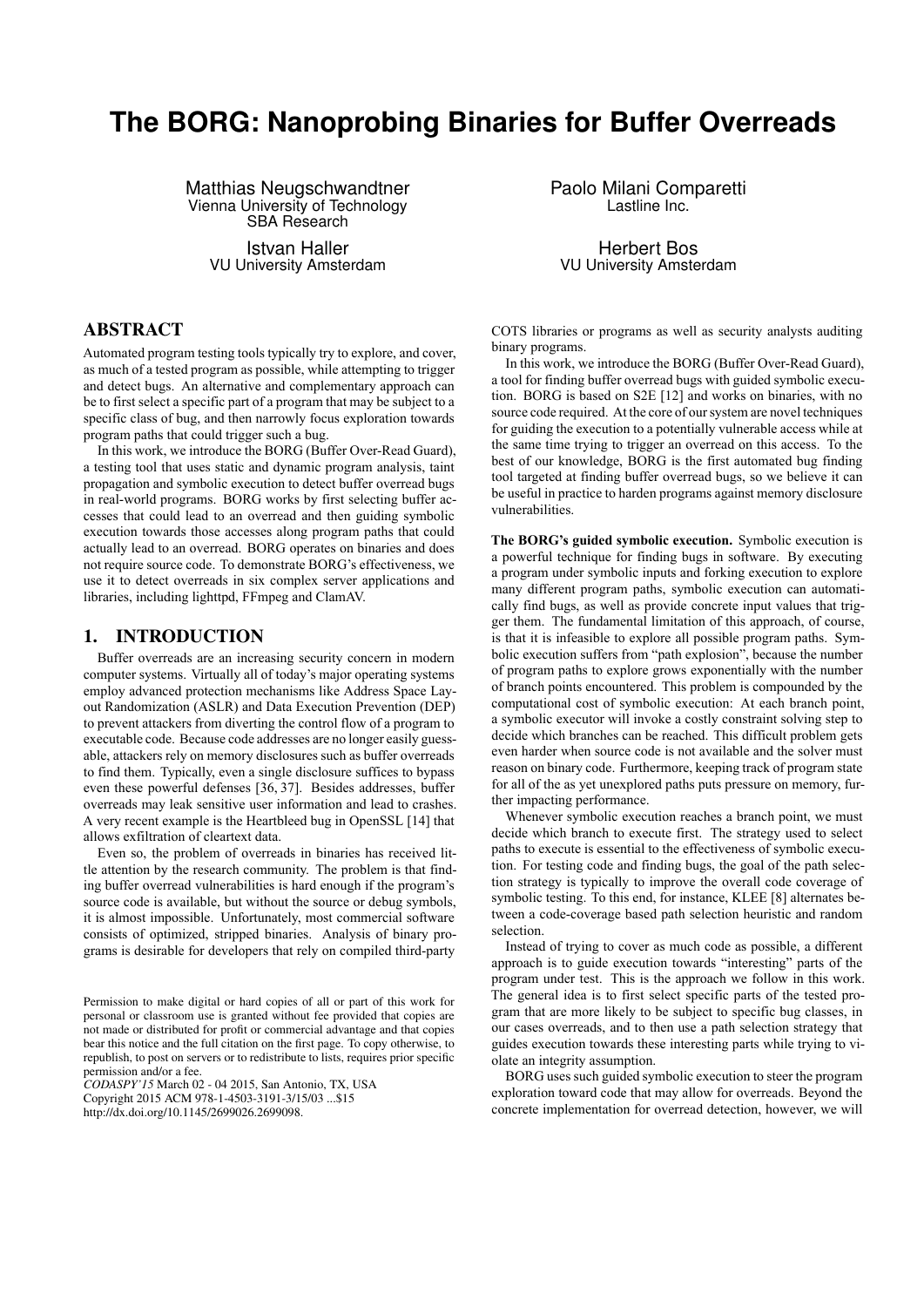# The BORG: Nanoprobing Binaries for Buffer Overreads

Matthias Neugschwandtner
Vienna University of Technology
SBA Research

Paolo Milani Comparetti
Lastline Inc.

Istvan Haller
VU University Amsterdam

Herbert Bos
VU University Amsterdam

## ABSTRACT

Automated program testing tools typically try to explore, and cover, as much of a tested program as possible, while attempting to trigger and detect bugs. An alternative and complementary approach can be to first select a specific part of a program that may be subject to a specific class of bug, and then narrowly focus exploration towards program paths that could trigger such a bug.

In this work, we introduce the BORG (Buffer Over-Read Guard), a testing tool that uses static and dynamic program analysis, taint propagation and symbolic execution to detect buffer overread bugs in real-world programs. BORG works by first selecting buffer accesses that could lead to an overread and then guiding symbolic execution towards those accesses along program paths that could actually lead to an overread. BORG operates on binaries and does not require source code. To demonstrate BORG's effectiveness, we use it to detect overreads in six complex server applications and libraries, including lighttpd, FFmpeg and ClamAV.

## 1. INTRODUCTION

Buffer overreads are an increasing security concern in modern computer systems. Virtually all of today's major operating systems employ advanced protection mechanisms like Address Space Layout Randomization (ASLR) and Data Execution Prevention (DEP) to prevent attackers from diverting the control flow of a program to executable code. Because code addresses are no longer easily guessable, attackers rely on memory disclosures such as buffer overreads to find them. Typically, even a single disclosure suffices to bypass even these powerful defenses [36, 37]. Besides addresses, buffer overreads may leak sensitive user information and lead to crashes. A very recent example is the Heartbleed bug in OpenSSL [14] that allows exfiltration of cleartext data.

Even so, the problem of overreads in binaries has received little attention by the research community. The problem is that finding buffer overread vulnerabilities is hard enough if the program's source code is available, but without the source or debug symbols, it is almost impossible. Unfortunately, most commercial software consists of optimized, stripped binaries. Analysis of binary programs is desirable for developers that rely on compiled third-party COTS libraries or programs as well as security analysts auditing binary programs.

In this work, we introduce the BORG (Buffer Over-Read Guard), a tool for finding buffer overread bugs with guided symbolic execution. BORG is based on S2E [12] and works on binaries, with no source code required. At the core of our system are novel techniques for guiding the execution to a potentially vulnerable access while at the same time trying to trigger an overread on this access. To the best of our knowledge, BORG is the first automated bug finding tool targeted at finding buffer overread bugs, so we believe it can be useful in practice to harden programs against memory disclosure vulnerabilities.

**The BORG's guided symbolic execution.** Symbolic execution is a powerful technique for finding bugs in software. By executing a program under symbolic inputs and forking execution to explore many different program paths, symbolic execution can automatically find bugs, as well as provide concrete input values that trigger them. The fundamental limitation of this approach, of course, is that it is infeasible to explore all possible program paths. Symbolic execution suffers from "path explosion", because the number of program paths to explore grows exponentially with the number of branch points encountered. This problem is compounded by the computational cost of symbolic execution: At each branch point, a symbolic executor will invoke a costly constraint solving step to decide which branches can be reached. This difficult problem gets even harder when source code is not available and the solver must reason on binary code. Furthermore, keeping track of program state for all of the as yet unexplored paths puts pressure on memory, further impacting performance.

Whenever symbolic execution reaches a branch point, we must decide which branch to execute first. The strategy used to select paths to execute is essential to the effectiveness of symbolic execution. For testing code and finding bugs, the goal of the path selection strategy is typically to improve the overall code coverage of symbolic testing. To this end, for instance, KLEE [8] alternates between a code-coverage based path selection heuristic and random selection.

Instead of trying to cover as much code as possible, a different approach is to guide execution towards "interesting" parts of the program under test. This is the approach we follow in this work. The general idea is to first select specific parts of the tested program that are more likely to be subject to specific bug classes, in our cases overreads, and to then use a path selection strategy that guides execution towards these interesting parts while trying to violate an integrity assumption.

BORG uses such guided symbolic execution to steer the program exploration toward code that may allow for overreads. Beyond the concrete implementation for overread detection, however, we will

Permission to make digital or hard copies of all or part of this work for personal or classroom use is granted without fee provided that copies are not made or distributed for profit or commercial advantage and that copies bear this notice and the full citation on the first page. To copy otherwise, to republish, to post on servers or to redistribute to lists, requires prior specific permission and/or a fee.
*CODASPY'15* March 02 - 04 2015, San Antonio, TX, USA
Copyright 2015 ACM 978-1-4503-3191-3/15/03 ...$15
http://dx.doi.org/10.1145/2699026.2699098.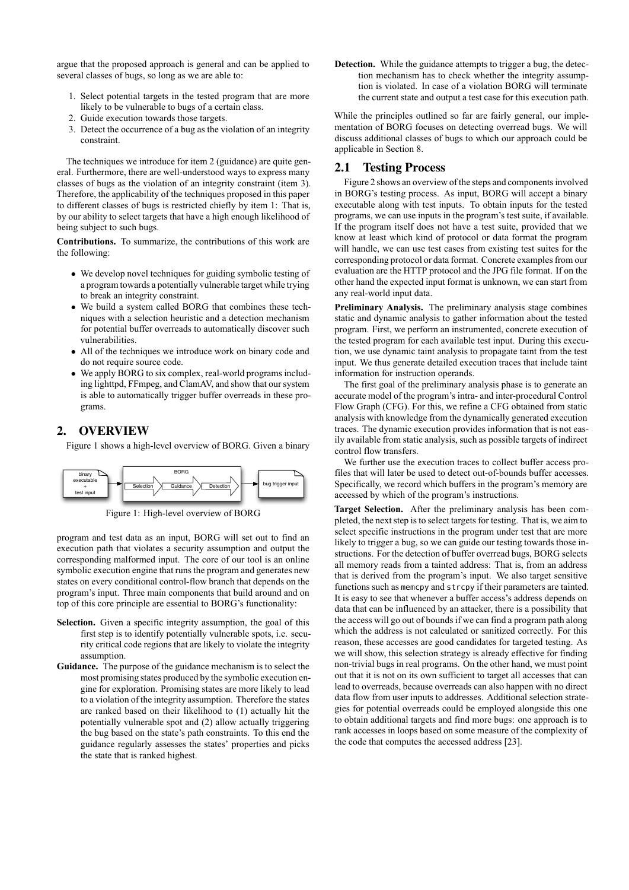argue that the proposed approach is general and can be applied to several classes of bugs, so long as we are able to:

1. Select potential targets in the tested program that are more likely to be vulnerable to bugs of a certain class.
2. Guide execution towards those targets.
3. Detect the occurrence of a bug as the violation of an integrity constraint.

The techniques we introduce for item 2 (guidance) are quite general. Furthermore, there are well-understood ways to express many classes of bugs as the violation of an integrity constraint (item 3). Therefore, the applicability of the techniques proposed in this paper to different classes of bugs is restricted chiefly by item 1: That is, by our ability to select targets that have a high enough likelihood of being subject to such bugs.

**Contributions.** To summarize, the contributions of this work are the following:

- We develop novel techniques for guiding symbolic testing of a program towards a potentially vulnerable target while trying to break an integrity constraint.
- We build a system called BORG that combines these techniques with a selection heuristic and a detection mechanism for potential buffer overreads to automatically discover such vulnerabilities.
- All of the techniques we introduce work on binary code and do not require source code.
- We apply BORG to six complex, real-world programs including lighttpd, FFmpeg, and ClamAV, and show that our system is able to automatically trigger buffer overreads in these programs.

## 2. OVERVIEW

Figure 1 shows a high-level overview of BORG. Given a binary program and test data as an input, BORG will set out to find an execution path that violates a security assumption and output the corresponding malformed input. The core of our tool is an online symbolic execution engine that runs the program and generates new states on every conditional control-flow branch that depends on the program's input. Three main components that build around and on top of this core principle are essential to BORG's functionality:

binary executable + test input

BORG

Selection

Guidance

Detection

bug trigger input

Figure 1: High-level overview of BORG

**Selection.** Given a specific integrity assumption, the goal of this first step is to identify potentially vulnerable spots, i.e. security critical code regions that are likely to violate the integrity assumption.

**Guidance.** The purpose of the guidance mechanism is to select the most promising states produced by the symbolic execution engine for exploration. Promising states are more likely to lead to a violation of the integrity assumption. Therefore the states are ranked based on their likelihood to (1) actually hit the potentially vulnerable spot and (2) allow actually triggering the bug based on the state's path constraints. To this end the guidance regularly assesses the states' properties and picks the state that is ranked highest.

**Detection.** While the guidance attempts to trigger a bug, the detection mechanism has to check whether the integrity assumption is violated. In case of a violation BORG will terminate the current state and output a test case for this execution path.

While the principles outlined so far are fairly general, our implementation of BORG focuses on detecting overread bugs. We will discuss additional classes of bugs to which our approach could be applicable in Section 8.

### 2.1 Testing Process

Figure 2 shows an overview of the steps and components involved in BORG's testing process. As input, BORG will accept a binary executable along with test inputs. To obtain inputs for the tested programs, we can use inputs in the program's test suite, if available. If the program itself does not have a test suite, provided that we know at least which kind of protocol or data format the program will handle, we can use test cases from existing test suites for the corresponding protocol or data format. Concrete examples from our evaluation are the HTTP protocol and the JPG file format. If on the other hand the expected input format is unknown, we can start from any real-world input data.

**Preliminary Analysis.** The preliminary analysis stage combines static and dynamic analysis to gather information about the tested program. First, we perform an instrumented, concrete execution of the tested program for each available test input. During this execution, we use dynamic taint analysis to propagate taint from the test input. We thus generate detailed execution traces that include taint information for instruction operands.

The first goal of the preliminary analysis phase is to generate an accurate model of the program's intra- and inter-procedural Control Flow Graph (CFG). For this, we refine a CFG obtained from static analysis with knowledge from the dynamically generated execution traces. The dynamic execution provides information that is not easily available from static analysis, such as possible targets of indirect control flow transfers.

We further use the execution traces to collect buffer access profiles that will later be used to detect out-of-bounds buffer accesses. Specifically, we record which buffers in the program's memory are accessed by which of the program's instructions.

**Target Selection.** After the preliminary analysis has been completed, the next step is to select targets for testing. That is, we aim to select specific instructions in the program under test that are more likely to trigger a bug, so we can guide our testing towards those instructions. For the detection of buffer overread bugs, BORG selects all memory reads from a tainted address: That is, from an address that is derived from the program's input. We also target sensitive functions such as `memcpy` and `strcpy` if their parameters are tainted. It is easy to see that whenever a buffer access's address depends on data that can be influenced by an attacker, there is a possibility that the access will go out of bounds if we can find a program path along which the address is not calculated or sanitized correctly. For this reason, these accesses are good candidates for targeted testing. As we will show, this selection strategy is already effective for finding non-trivial bugs in real programs. On the other hand, we must point out that it is not on its own sufficient to target all accesses that can lead to overreads, because overreads can also happen with no direct data flow from user inputs to addresses. Additional selection strategies for potential overreads could be employed alongside this one to obtain additional targets and find more bugs: one approach is to rank accesses in loops based on some measure of the complexity of the code that computes the accessed address [23].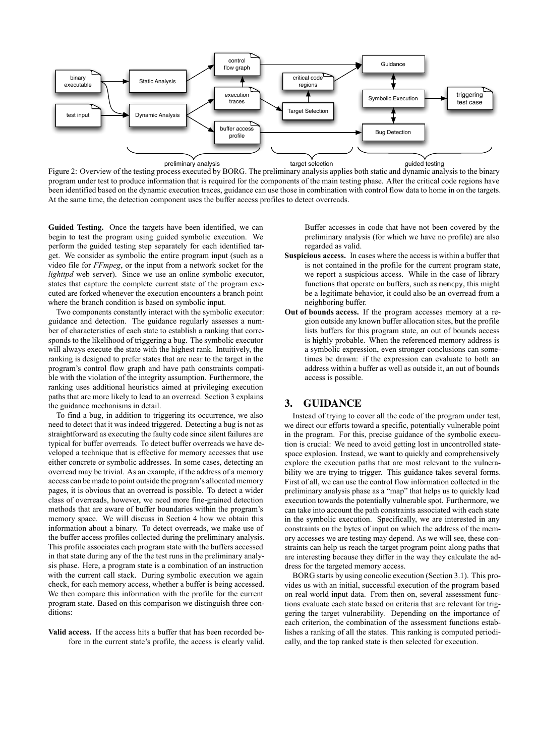binary executable

test input

Static Analysis

Dynamic Analysis

control flow graph

execution traces

buffer access profile

critical code regions

Target Selection

Guidance

Symbolic Execution

Bug Detection

triggering test case

preliminary analysis

target selection

guided testing

Figure 2: Overview of the testing process executed by BORG. The preliminary analysis applies both static and dynamic analysis to the binary program under test to produce information that is required for the components of the main testing phase. After the critical code regions have been identified based on the dynamic execution traces, guidance can use those in combination with control flow data to home in on the targets. At the same time, the detection component uses the buffer access profiles to detect overreads.

**Guided Testing.** Once the targets have been identified, we can begin to test the program using guided symbolic execution. We perform the guided testing step separately for each identified target. We consider as symbolic the entire program input (such as a video file for *FFmpeg*, or the input from a network socket for the *lighttpd* web server). Since we use an online symbolic executor, states that capture the complete current state of the program executed are forked whenever the execution encounters a branch point where the branch condition is based on symbolic input.

Two components constantly interact with the symbolic executor: guidance and detection. The guidance regularly assesses a number of characteristics of each state to establish a ranking that corresponds to the likelihood of triggering a bug. The symbolic executor will always execute the state with the highest rank. Intuitively, the ranking is designed to prefer states that are near to the target in the program's control flow graph and have path constraints compatible with the violation of the integrity assumption. Furthermore, the ranking uses additional heuristics aimed at privileging execution paths that are more likely to lead to an overread. Section 3 explains the guidance mechanisms in detail.

To find a bug, in addition to triggering its occurrence, we also need to detect that it was indeed triggered. Detecting a bug is not as straightforward as executing the faulty code since silent failures are typical for buffer overreads. To detect buffer overreads we have developed a technique that is effective for memory accesses that use either concrete or symbolic addresses. In some cases, detecting an overread may be trivial. As an example, if the address of a memory access can be made to point outside the program's allocated memory pages, it is obvious that an overread is possible. To detect a wider class of overreads, however, we need more fine-grained detection methods that are aware of buffer boundaries within the program's memory space. We will discuss in Section 4 how we obtain this information about a binary. To detect overreads, we make use of the buffer access profiles collected during the preliminary analysis. This profile associates each program state with the buffers accessed in that state during any of the the test runs in the preliminary analysis phase. Here, a program state is a combination of an instruction with the current call stack. During symbolic execution we again check, for each memory access, whether a buffer is being accessed. We then compare this information with the profile for the current program state. Based on this comparison we distinguish three conditions:

**Valid access.** If the access hits a buffer that has been recorded before in the current state's profile, the access is clearly valid. Buffer accesses in code that have not been covered by the preliminary analysis (for which we have no profile) are also regarded as valid.

**Suspicious access.** In cases where the access is within a buffer that is not contained in the profile for the current program state, we report a suspicious access. While in the case of library functions that operate on buffers, such as `memcpy`, this might be a legitimate behavior, it could also be an overread from a neighboring buffer.

**Out of bounds access.** If the program accesses memory at a region outside any known buffer allocation sites, but the profile lists buffers for this program state, an out of bounds access is highly probable. When the referenced memory address is a symbolic expression, even stronger conclusions can sometimes be drawn: if the expression can evaluate to both an address within a buffer as well as outside it, an out of bounds access is possible.

## 3. GUIDANCE

Instead of trying to cover all the code of the program under test, we direct our efforts toward a specific, potentially vulnerable point in the program. For this, precise guidance of the symbolic execution is crucial: We need to avoid getting lost in uncontrolled state-space explosion. Instead, we want to quickly and comprehensively explore the execution paths that are most relevant to the vulnerability we are trying to trigger. This guidance takes several forms. First of all, we can use the control flow information collected in the preliminary analysis phase as a "map" that helps us to quickly lead execution towards the potentially vulnerable spot. Furthermore, we can take into account the path constraints associated with each state in the symbolic execution. Specifically, we are interested in any constraints on the bytes of input on which the address of the memory accesses we are testing may depend. As we will see, these constraints can help us reach the target program point along paths that are interesting because they differ in the way they calculate the address for the targeted memory access.

BORG starts by using concolic execution (Section 3.1). This provides us with an initial, successful execution of the program based on real world input data. From then on, several assessment functions evaluate each state based on criteria that are relevant for triggering the target vulnerability. Depending on the importance of each criterion, the combination of the assessment functions establishes a ranking of all the states. This ranking is computed periodically, and the top ranked state is then selected for execution.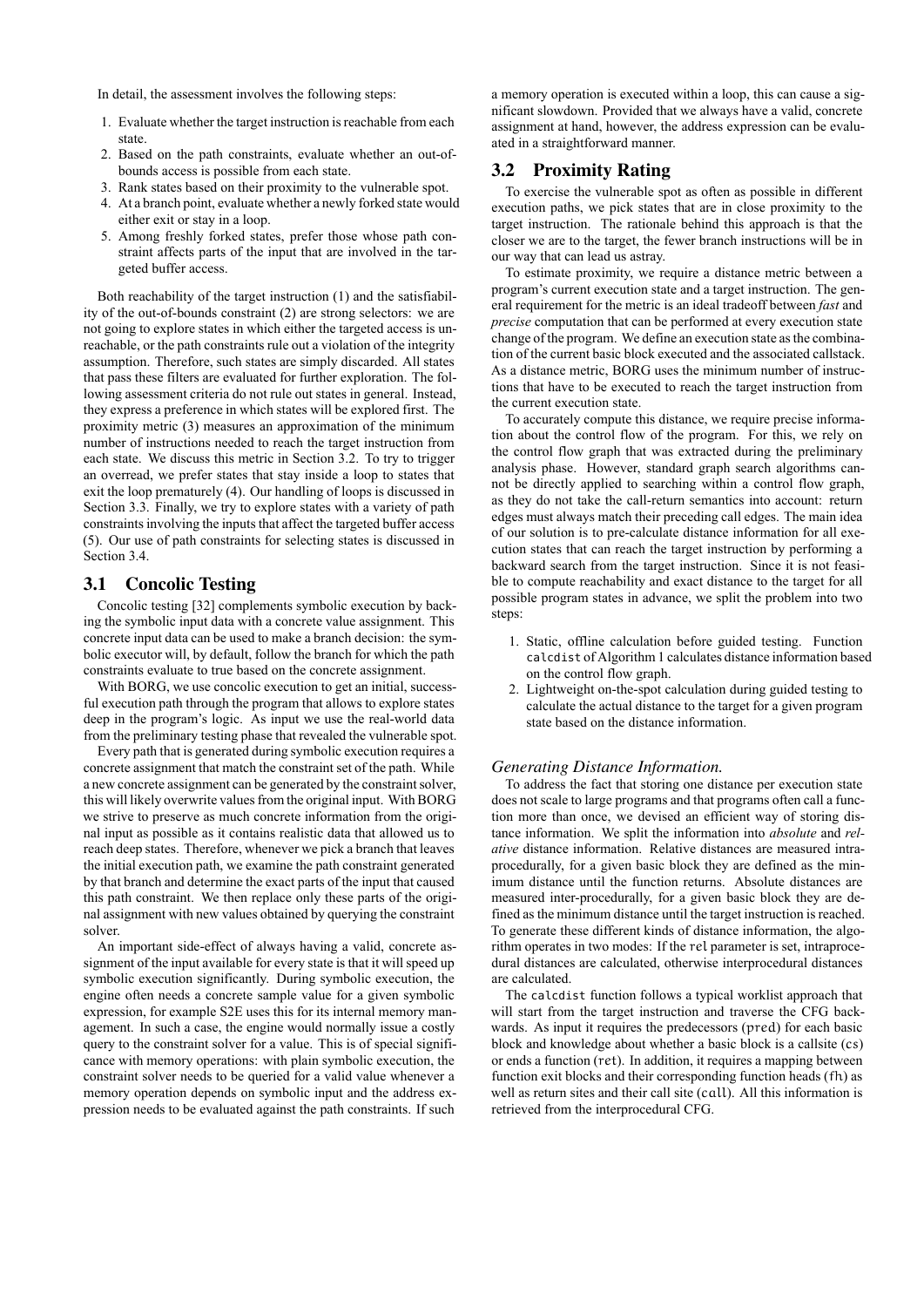In detail, the assessment involves the following steps:

1. Evaluate whether the target instruction is reachable from each state.
2. Based on the path constraints, evaluate whether an out-of-bounds access is possible from each state.
3. Rank states based on their proximity to the vulnerable spot.
4. At a branch point, evaluate whether a newly forked state would either exit or stay in a loop.
5. Among freshly forked states, prefer those whose path constraint affects parts of the input that are involved in the targeted buffer access.

Both reachability of the target instruction (1) and the satisfiability of the out-of-bounds constraint (2) are strong selectors: we are not going to explore states in which either the targeted access is unreachable, or the path constraints rule out a violation of the integrity assumption. Therefore, such states are simply discarded. All states that pass these filters are evaluated for further exploration. The following assessment criteria do not rule out states in general. Instead, they express a preference in which states will be explored first. The proximity metric (3) measures an approximation of the minimum number of instructions needed to reach the target instruction from each state. We discuss this metric in Section 3.2. To try to trigger an overread, we prefer states that stay inside a loop to states that exit the loop prematurely (4). Our handling of loops is discussed in Section 3.3. Finally, we try to explore states with a variety of path constraints involving the inputs that affect the targeted buffer access (5). Our use of path constraints for selecting states is discussed in Section 3.4.

## 3.1 Concolic Testing

Concolic testing [32] complements symbolic execution by backing the symbolic input data with a concrete value assignment. This concrete input data can be used to make a branch decision: the symbolic executor will, by default, follow the branch for which the path constraints evaluate to true based on the concrete assignment.

With BORG, we use concolic execution to get an initial, successful execution path through the program that allows to explore states deep in the program's logic. As input we use the real-world data from the preliminary testing phase that revealed the vulnerable spot.

Every path that is generated during symbolic execution requires a concrete assignment that match the constraint set of the path. While a new concrete assignment can be generated by the constraint solver, this will likely overwrite values from the original input. With BORG we strive to preserve as much concrete information from the original input as possible as it contains realistic data that allowed us to reach deep states. Therefore, whenever we pick a branch that leaves the initial execution path, we examine the path constraint generated by that branch and determine the exact parts of the input that caused this path constraint. We then replace only these parts of the original assignment with new values obtained by querying the constraint solver.

An important side-effect of always having a valid, concrete assignment of the input available for every state is that it will speed up symbolic execution significantly. During symbolic execution, the engine often needs a concrete sample value for a given symbolic expression, for example S2E uses this for its internal memory management. In such a case, the engine would normally issue a costly query to the constraint solver for a value. This is of special significance with memory operations: with plain symbolic execution, the constraint solver needs to be queried for a valid value whenever a memory operation depends on symbolic input and the address expression needs to be evaluated against the path constraints. If such a memory operation is executed within a loop, this can cause a significant slowdown. Provided that we always have a valid, concrete assignment at hand, however, the address expression can be evaluated in a straightforward manner.

## 3.2 Proximity Rating

To exercise the vulnerable spot as often as possible in different execution paths, we pick states that are in close proximity to the target instruction. The rationale behind this approach is that the closer we are to the target, the fewer branch instructions will be in our way that can lead us astray.

To estimate proximity, we require a distance metric between a program's current execution state and a target instruction. The general requirement for the metric is an ideal tradeoff between *fast* and *precise* computation that can be performed at every execution state change of the program. We define an execution state as the combination of the current basic block executed and the associated callstack. As a distance metric, BORG uses the minimum number of instructions that have to be executed to reach the target instruction from the current execution state.

To accurately compute this distance, we require precise information about the control flow of the program. For this, we rely on the control flow graph that was extracted during the preliminary analysis phase. However, standard graph search algorithms cannot be directly applied to searching within a control flow graph, as they do not take the call-return semantics into account: return edges must always match their preceding call edges. The main idea of our solution is to pre-calculate distance information for all execution states that can reach the target instruction by performing a backward search from the target instruction. Since it is not feasible to compute reachability and exact distance to the target for all possible program states in advance, we split the problem into two steps:

1. Static, offline calculation before guided testing. Function `calcdist` of Algorithm 1 calculates distance information based on the control flow graph.
2. Lightweight on-the-spot calculation during guided testing to calculate the actual distance to the target for a given program state based on the distance information.

*Generating Distance Information.*

To address the fact that storing one distance per execution state does not scale to large programs and that programs often call a function more than once, we devised an efficient way of storing distance information. We split the information into *absolute* and *relative* distance information. Relative distances are measured intraprocedurally, for a given basic block they are defined as the minimum distance until the function returns. Absolute distances are measured inter-procedurally, for a given basic block they are defined as the minimum distance until the target instruction is reached. To generate these different kinds of distance information, the algorithm operates in two modes: If the `rel` parameter is set, intraprocedural distances are calculated, otherwise interprocedural distances are calculated.

The `calcdist` function follows a typical worklist approach that will start from the target instruction and traverse the CFG backwards. As input it requires the predecessors (`pred`) for each basic block and knowledge about whether a basic block is a callsite (`cs`) or ends a function (`ret`). In addition, it requires a mapping between function exit blocks and their corresponding function heads (`fh`) as well as return sites and their call site (`call`). All this information is retrieved from the interprocedural CFG.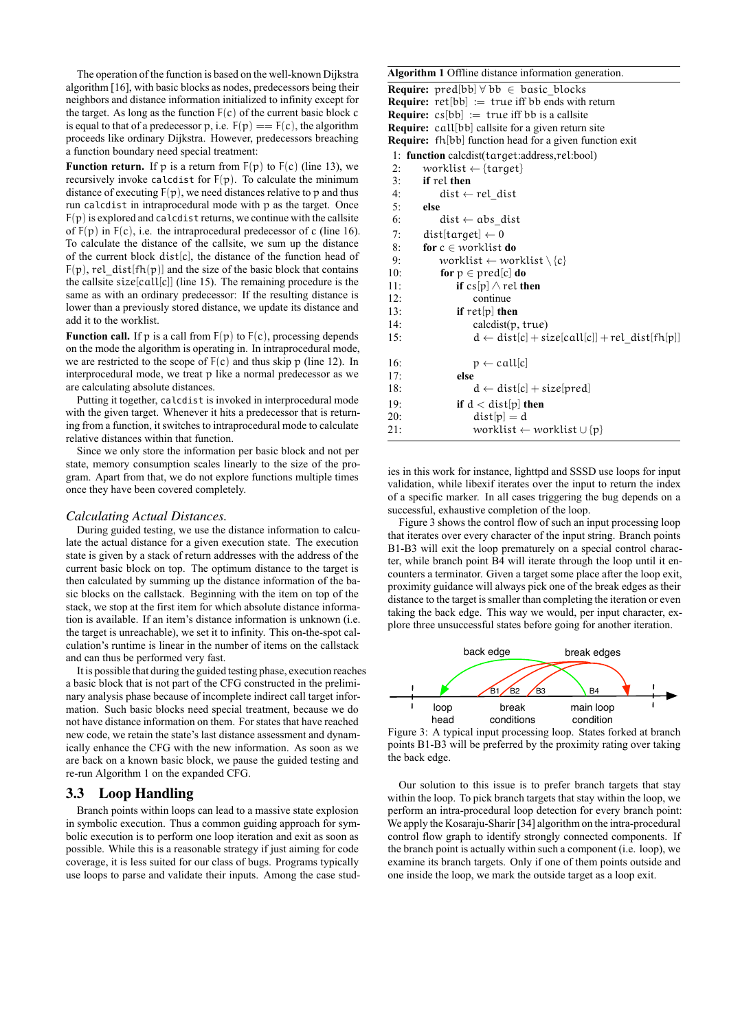The operation of the function is based on the well-known Dijkstra algorithm [16], with basic blocks as nodes, predecessors being their neighbors and distance information initialized to infinity except for the target. As long as the function $F(c)$ of the current basic block $c$ is equal to that of a predecessor $p$, i.e. $F(p) == F(c)$, the algorithm proceeds like ordinary Dijkstra. However, predecessors breaching a function boundary need special treatment:

**Function return.** If $p$ is a return from $F(p)$ to $F(c)$ (line 13), we recursively invoke `calcdist` for $F(p)$. To calculate the minimum distance of executing $F(p)$, we need distances relative to $p$ and thus run `calcdist` in intraprocedural mode with $p$ as the target. Once $F(p)$ is explored and `calcdist` returns, we continue with the callsite of $F(p)$ in $F(c)$, i.e. the intraprocedural predecessor of $c$ (line 16). To calculate the distance of the callsite, we sum up the distance of the current block $dist[c]$, the distance of the function head of $F(p)$, $rel\_dist[fh[p]]$ and the size of the basic block that contains the callsite $size[call[c]]$ (line 15). The remaining procedure is the same as with an ordinary predecessor: If the resulting distance is lower than a previously stored distance, we update its distance and add it to the worklist.

**Function call.** If $p$ is a call from $F(p)$ to $F(c)$, processing depends on the mode the algorithm is in. In intraprocedural mode, we are restricted to the scope of $F(c)$ and thus skip $p$ (line 12). In interprocedural mode, we treat $p$ like a normal predecessor as we are calculating absolute distances.

Putting it together, `calcdist` is invoked in interprocedural mode with the given target. Whenever it hits a predecessor that is returning from a function, it switches to intraprocedural mode to calculate relative distances within that function.

Since we only store the information per basic block and not per state, memory consumption scales linearly to the size of the program. Apart from that, we do not explore functions multiple times once they have been covered completely.

*Calculating Actual Distances.*

During guided testing, we use the distance information to calculate the actual distance for a given execution state. The execution state is given by a stack of return addresses with the address of the current basic block on top. The optimum distance to the target is then calculated by summing up the distance information of the basic blocks on the callstack. Beginning with the item on top of the stack, we stop at the first item for which absolute distance information is available. If an item's distance information is unknown (i.e. the target is unreachable), we set it to infinity. This on-the-spot calculation's runtime is linear in the number of items on the callstack and can thus be performed very fast.

It is possible that during the guided testing phase, execution reaches a basic block that is not part of the CFG constructed in the preliminary analysis phase because of incomplete indirect call target information. Such basic blocks need special treatment, because we do not have distance information on them. For states that have reached new code, we retain the state's last distance assessment and dynamically enhance the CFG with the new information. As soon as we are back on a known basic block, we pause the guided testing and re-run Algorithm 1 on the expanded CFG.

## 3.3 Loop Handling

Branch points within loops can lead to a massive state explosion in symbolic execution. Thus a common guiding approach for symbolic execution is to perform one loop iteration and exit as soon as possible. While this is a reasonable strategy if just aiming for code coverage, it is less suited for our class of bugs. Programs typically use loops to parse and validate their inputs. Among the case studies in this work for instance, lighttpd and SSSD use loops for input validation, while libexif iterates over the input to return the index of a specific marker. In all cases triggering the bug depends on a successful, exhaustive completion of the loop.

**Algorithm 1** Offline distance information generation.

**Require:** $pred[bb]\ \forall\ bb \in basic\_blocks$
**Require:** $ret[bb] := true$ iff bb ends with return
**Require:** $cs[bb] := true$ iff bb is a callsite
**Require:** $call[bb]$ callsite for a given return site
**Require:** $fh[bb]$ function head for a given function exit

```
 1: function calcdist(target:address,rel:bool)
 2:     worklist ← {target}
 3:     if rel then
 4:         dist ← rel_dist
 5:     else
 6:         dist ← abs_dist
 7:     dist[target] ← 0
 8:     for c ∈ worklist do
 9:         worklist ← worklist \ {c}
10:         for p ∈ pred[c] do
11:             if cs[p] ∧ rel then
12:                 continue
13:             if ret[p] then
14:                 calcdist(p, true)
15:                 d ← dist[c] + size[call[c]] + rel_dist[fh[p]]
16:                 p ← call[c]
17:             else
18:                 d ← dist[c] + size[pred]
19:             if d < dist[p] then
20:                 dist[p] = d
21:                 worklist ← worklist ∪ {p}
```

Figure 3 shows the control flow of such an input processing loop that iterates over every character of the input string. Branch points B1-B3 will exit the loop prematurely on a special control character, while branch point B4 will iterate through the loop until it encounters a terminator. Given a target some place after the loop exit, proximity guidance will always pick one of the break edges as their distance to the target is smaller than completing the iteration or even taking the back edge. This way we would, per input character, explore three unsuccessful states before going for another iteration.

Figure 3: A typical input processing loop. States forked at branch points B1-B3 will be preferred by the proximity rating over taking the back edge.

Our solution to this issue is to prefer branch targets that stay within the loop. To pick branch targets that stay within the loop, we perform an intra-procedural loop detection for every branch point: We apply the Kosaraju-Sharir [34] algorithm on the intra-procedural control flow graph to identify strongly connected components. If the branch point is actually within such a component (i.e. loop), we examine its branch targets. Only if one of them points outside and one inside the loop, we mark the outside target as a loop exit.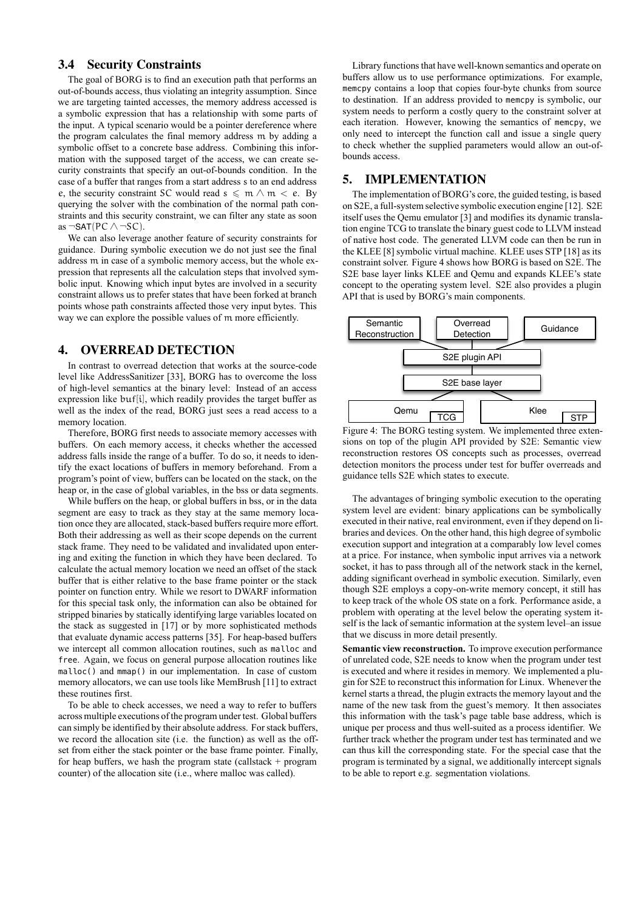### 3.4 Security Constraints

The goal of BORG is to find an execution path that performs an out-of-bounds access, thus violating an integrity assumption. Since we are targeting tainted accesses, the memory address accessed is a symbolic expression that has a relationship with some parts of the input. A typical scenario would be a pointer dereference where the program calculates the final memory address $m$ by adding a symbolic offset to a concrete base address. Combining this information with the supposed target of the access, we can create security constraints that specify an out-of-bounds condition. In the case of a buffer that ranges from a start address $s$ to an end address $e$, the security constraint $SC$ would read $s \leqslant m \wedge m < e$. By querying the solver with the combination of the normal path constraints and this security constraint, we can filter any state as soon as $\neg \mathsf{SAT}(PC \wedge \neg SC)$.

We can also leverage another feature of security constraints for guidance. During symbolic execution we do not just see the final address $m$ in case of a symbolic memory access, but the whole expression that represents all the calculation steps that involved symbolic input. Knowing which input bytes are involved in a security constraint allows us to prefer states that have been forked at branch points whose path constraints affected those very input bytes. This way we can explore the possible values of $m$ more efficiently.

## 4. OVERREAD DETECTION

In contrast to overread detection that works at the source-code level like AddressSanitizer [33], BORG has to overcome the loss of high-level semantics at the binary level: Instead of an access expression like $buf[i]$, which readily provides the target buffer as well as the index of the read, BORG just sees a read access to a memory location.

Therefore, BORG first needs to associate memory accesses with buffers. On each memory access, it checks whether the accessed address falls inside the range of a buffer. To do so, it needs to identify the exact locations of buffers in memory beforehand. From a program's point of view, buffers can be located on the stack, on the heap or, in the case of global variables, in the bss or data segments.

While buffers on the heap, or global buffers in bss, or in the data segment are easy to track as they stay at the same memory location once they are allocated, stack-based buffers require more effort. Both their addressing as well as their scope depends on the current stack frame. They need to be validated and invalidated upon entering and exiting the function in which they have been declared. To calculate the actual memory location we need an offset of the stack buffer that is either relative to the base frame pointer or the stack pointer on function entry. While we resort to DWARF information for this special task only, the information can also be obtained for stripped binaries by statically identifying large variables located on the stack as suggested in [17] or by more sophisticated methods that evaluate dynamic access patterns [35]. For heap-based buffers we intercept all common allocation routines, such as `malloc` and `free`. Again, we focus on general purpose allocation routines like `malloc()` and `mmap()` in our implementation. In case of custom memory allocators, we can use tools like MemBrush [11] to extract these routines first.

To be able to check accesses, we need a way to refer to buffers across multiple executions of the program under test. Global buffers can simply be identified by their absolute address. For stack buffers, we record the allocation site (i.e. the function) as well as the offset from either the stack pointer or the base frame pointer. Finally, for heap buffers, we hash the program state (callstack + program counter) of the allocation site (i.e., where malloc was called).

Library functions that have well-known semantics and operate on buffers allow us to use performance optimizations. For example, `memcpy` contains a loop that copies four-byte chunks from source to destination. If an address provided to `memcpy` is symbolic, our system needs to perform a costly query to the constraint solver at each iteration. However, knowing the semantics of `memcpy`, we only need to intercept the function call and issue a single query to check whether the supplied parameters would allow an out-of-bounds access.

## 5. IMPLEMENTATION

The implementation of BORG's core, the guided testing, is based on S2E, a full-system selective symbolic execution engine [12]. S2E itself uses the Qemu emulator [3] and modifies its dynamic translation engine TCG to translate the binary guest code to LLVM instead of native host code. The generated LLVM code can then be run in the KLEE [8] symbolic virtual machine. KLEE uses STP [18] as its constraint solver. Figure 4 shows how BORG is based on S2E. The S2E base layer links KLEE and Qemu and expands KLEE's state concept to the operating system level. S2E also provides a plugin API that is used by BORG's main components.

Figure 4: The BORG testing system. We implemented three extensions on top of the plugin API provided by S2E: Semantic view reconstruction restores OS concepts such as processes, overread detection monitors the process under test for buffer overreads and guidance tells S2E which states to execute.

The advantages of bringing symbolic execution to the operating system level are evident: binary applications can be symbolically executed in their native, real environment, even if they depend on libraries and devices. On the other hand, this high degree of symbolic execution support and integration at a comparably low level comes at a price. For instance, when symbolic input arrives via a network socket, it has to pass through all of the network stack in the kernel, adding significant overhead in symbolic execution. Similarly, even though S2E employs a copy-on-write memory concept, it still has to keep track of the whole OS state on a fork. Performance aside, a problem with operating at the level below the operating system itself is the lack of semantic information at the system level–an issue that we discuss in more detail presently.

**Semantic view reconstruction.** To improve execution performance of unrelated code, S2E needs to know when the program under test is executed and where it resides in memory. We implemented a plugin for S2E to reconstruct this information for Linux. Whenever the kernel starts a thread, the plugin extracts the memory layout and the name of the new task from the guest's memory. It then associates this information with the task's page table base address, which is unique per process and thus well-suited as a process identifier. We further track whether the program under test has terminated and we can thus kill the corresponding state. For the special case that the program is terminated by a signal, we additionally intercept signals to be able to report e.g. segmentation violations.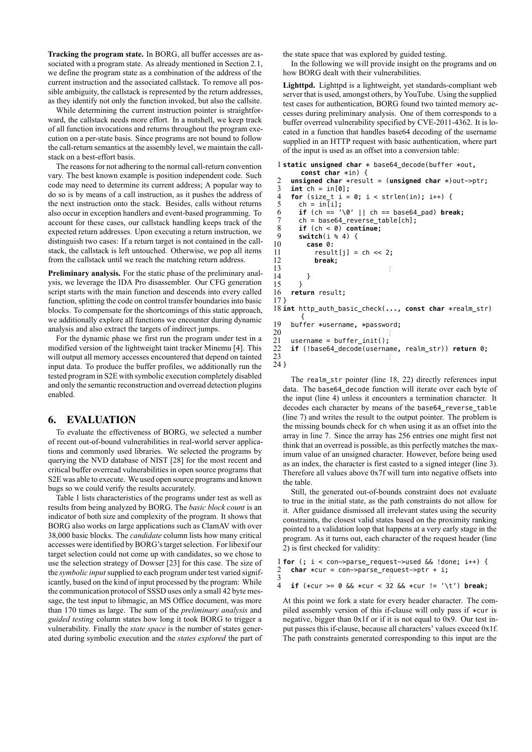**Tracking the program state.** In BORG, all buffer accesses are associated with a program state. As already mentioned in Section 2.1, we define the program state as a combination of the address of the current instruction and the associated callstack. To remove all possible ambiguity, the callstack is represented by the return addresses, as they identify not only the function invoked, but also the callsite.

While determining the current instruction pointer is straightforward, the callstack needs more effort. In a nutshell, we keep track of all function invocations and returns throughout the program execution on a per-state basis. Since programs are not bound to follow the call-return semantics at the assembly level, we maintain the callstack on a best-effort basis.

The reasons for not adhering to the normal call-return convention vary. The best known example is position independent code. Such code may need to determine its current address; A popular way to do so is by means of a call instruction, as it pushes the address of the next instruction onto the stack. Besides, calls without returns also occur in exception handlers and event-based programming. To account for these cases, our callstack handling keeps track of the expected return addresses. Upon executing a return instruction, we distinguish two cases: If a return target is not contained in the callstack, the callstack is left untouched. Otherwise, we pop all items from the callstack until we reach the matching return address.

**Preliminary analysis.** For the static phase of the preliminary analysis, we leverage the IDA Pro disassembler. Our CFG generation script starts with the main function and descends into every called function, splitting the code on control transfer boundaries into basic blocks. To compensate for the shortcomings of this static approach, we additionally explore all functions we encounter during dynamic analysis and also extract the targets of indirect jumps.

For the dynamic phase we first run the program under test in a modified version of the lightweight taint tracker Minemu [4]. This will output all memory accesses encountered that depend on tainted input data. To produce the buffer profiles, we additionally run the tested program in S2E with symbolic execution completely disabled and only the semantic reconstruction and overread detection plugins enabled.

# 6. EVALUATION

To evaluate the effectiveness of BORG, we selected a number of recent out-of-bound vulnerabilities in real-world server applications and commonly used libraries. We selected the programs by querying the NVD database of NIST [28] for the most recent and critical buffer overread vulnerabilities in open source programs that S2E was able to execute. We used open source programs and known bugs so we could verify the results accurately.

Table 1 lists characteristics of the programs under test as well as results from being analyzed by BORG. The *basic block count* is an indicator of both size and complexity of the program. It shows that BORG also works on large applications such as ClamAV with over 38,000 basic blocks. The *candidate* column lists how many critical accesses were identified by BORG's target selection. For libexif our target selection could not come up with candidates, so we chose to use the selection strategy of Dowser [23] for this case. The size of the *symbolic input* supplied to each program under test varied significantly, based on the kind of input processed by the program: While the communication protocol of SSSD uses only a small 42 byte message, the test input to libmagic, an MS Office document, was more than 170 times as large. The sum of the *preliminary analysis* and *guided testing* column states how long it took BORG to trigger a vulnerability. Finally the *state space* is the number of states generated during symbolic execution and the *states explored* the part of the state space that was explored by guided testing.

In the following we will provide insight on the programs and on how BORG dealt with their vulnerabilities.

**Lighttpd.** Lighttpd is a lightweight, yet standards-compliant web server that is used, amongst others, by YouTube. Using the supplied test cases for authentication, BORG found two tainted memory accesses during preliminary analysis. One of them corresponds to a buffer overread vulnerability specified by CVE-2011-4362. It is located in a function that handles base64 decoding of the username supplied in an HTTP request with basic authentication, where part of the input is used as an offset into a conversion table:

```
1  static unsigned char * base64_decode(buffer *out,
       const char *in) {
2    unsigned char *result = (unsigned char *)out->ptr;
3    int ch = in[0];
4    for (size_t i = 0; i < strlen(in); i++) {
5      ch = in[i];
6      if (ch == '\0' || ch == base64_pad) break;
7      ch = base64_reverse_table[ch];
8      if (ch < 0) continue;
9      switch(i % 4) {
10       case 0:
11         result[j] = ch << 2;
12         break;
13                                    ⋮
14     }
15   }
16   return result;
17 }
18 int http_auth_basic_check(..., const char *realm_str)
       {
19   buffer *username, *password;
20                                    ⋮
21   username = buffer_init();
22   if (!base64_decode(username, realm_str)) return 0;
23                                    ⋮
24 }
```

The `realm_str` pointer (line 18, 22) directly references input data. The `base64_decode` function will iterate over each byte of the input (line 4) unless it encounters a termination character. It decodes each character by means of the `base64_reverse_table` (line 7) and writes the result to the output pointer. The problem is the missing bounds check for ch when using it as an offset into the array in line 7. Since the array has 256 entries one might first not think that an overread is possible, as this perfectly matches the maximum value of an unsigned character. However, before being used as an index, the character is first casted to a signed integer (line 3). Therefore all values above 0x7f will turn into negative offsets into the table.

Still, the generated out-of-bounds constraint does not evaluate to true in the initial state, as the path constraints do not allow for it. After guidance dismissed all irrelevant states using the security constraints, the closest valid states based on the proximity ranking pointed to a validation loop that happens at a very early stage in the program. As it turns out, each character of the request header (line 2) is first checked for validity:

```
1 for (; i < con->parse_request->used && !done; i++) {
2   char *cur = con->parse_request->ptr + i;
3                                    ⋮
4   if (*cur >= 0 && *cur < 32 && *cur != '\t') break;
```

At this point we fork a state for every header character. The compiled assembly version of this if-clause will only pass if *cur is negative, bigger than 0x1f or if it is not equal to 0x9. Our test input passes this if-clause, because all characters' values exceed 0x1f. The path constraints generated corresponding to this input are the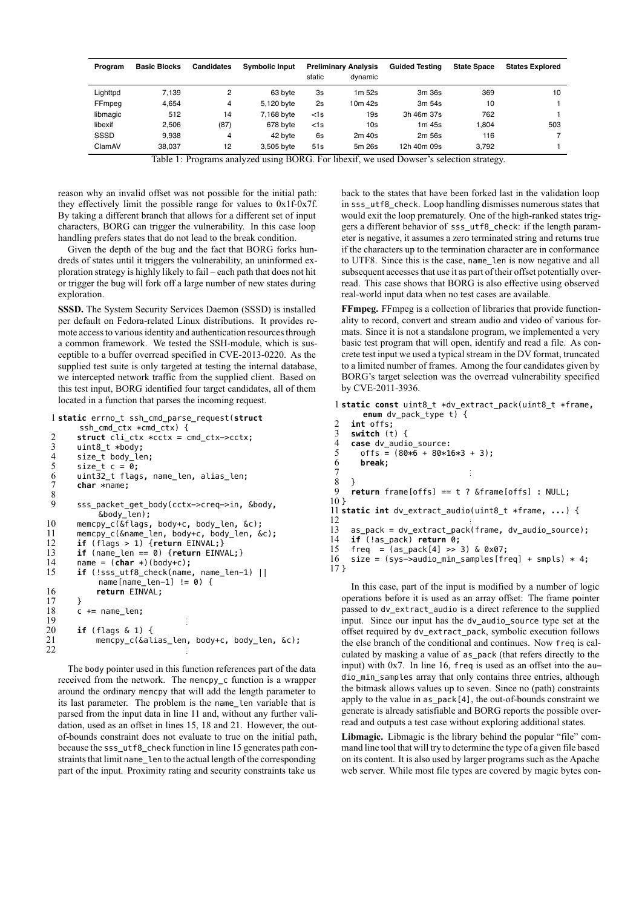| Program | Basic Blocks | Candidates | Symbolic Input | Preliminary Analysis | | Guided Testing | State Space | States Explored |
|---|---|---|---|---|---|---|---|---|
| | | | | static | dynamic | | | |
| Lighttpd | 7,139 | 2 | 63 byte | 3s | 1m 52s | 3m 36s | 369 | 10 |
| FFmpeg | 4,654 | 4 | 5,120 byte | 2s | 10m 42s | 3m 54s | 10 | 1 |
| libmagic | 512 | 14 | 7,168 byte | <1s | 19s | 3h 46m 37s | 762 | 1 |
| libexif | 2,506 | (87) | 678 byte | <1s | 10s | 1m 45s | 1,804 | 503 |
| SSSD | 9,938 | 4 | 42 byte | 6s | 2m 40s | 2m 56s | 116 | 7 |
| ClamAV | 38,037 | 12 | 3,505 byte | 51s | 5m 26s | 12h 40m 09s | 3,792 | 1 |

Table 1: Programs analyzed using BORG. For libexif, we used Dowser's selection strategy.

reason why an invalid offset was not possible for the initial path: they effectively limit the possible range for values to 0x1f-0x7f. By taking a different branch that allows for a different set of input characters, BORG can trigger the vulnerability. In this case loop handling prefers states that do not lead to the break condition.

Given the depth of the bug and the fact that BORG forks hundreds of states until it triggers the vulnerability, an uninformed exploration strategy is highly likely to fail – each path that does not hit or trigger the bug will fork off a large number of new states during exploration.

**SSSD.** The System Security Services Daemon (SSSD) is installed per default on Fedora-related Linux distributions. It provides remote access to various identity and authentication resources through a common framework. We tested the SSH-module, which is susceptible to a buffer overread specified in CVE-2013-0220. As the supplied test suite is only targeted at testing the internal database, we intercepted network traffic from the supplied client. Based on this test input, BORG identified four target candidates, all of them located in a function that parses the incoming request.

```
1  static errno_t ssh_cmd_parse_request(struct
       ssh_cmd_ctx *cmd_ctx) {
2     struct cli_ctx *cctx = cmd_ctx->cctx;
3     uint8_t *body;
4     size_t body_len;
5     size_t c = 0;
6     uint32_t flags, name_len, alias_len;
7     char *name;
8
9     sss_packet_get_body(cctx->creq->in, &body,
          &body_len);
10    memcpy_c(&flags, body+c, body_len, &c);
11    memcpy_c(&name_len, body+c, body_len, &c);
12    if (flags > 1) {return EINVAL;}
13    if (name_len == 0) {return EINVAL;}
14    name = (char *)(body+c);
15    if (!sss_utf8_check(name, name_len-1) ||
          name[name_len-1] != 0) {
16        return EINVAL;
17    }
18    c += name_len;
19                        ⋮
20    if (flags & 1) {
21        memcpy_c(&alias_len, body+c, body_len, &c);
22                        ⋮
```

The body pointer used in this function references part of the data received from the network. The memcpy_c function is a wrapper around the ordinary memcpy that will add the length parameter to its last parameter. The problem is the name_len variable that is parsed from the input data in line 11 and, without any further validation, used as an offset in lines 15, 18 and 21. However, the out-of-bounds constraint does not evaluate to true on the initial path, because the sss_utf8_check function in line 15 generates path constraints that limit name_len to the actual length of the corresponding part of the input. Proximity rating and security constraints take us back to the states that have been forked last in the validation loop in sss_utf8_check. Loop handling dismisses numerous states that would exit the loop prematurely. One of the high-ranked states triggers a different behavior of sss_utf8_check: if the length parameter is negative, it assumes a zero terminated string and returns true if the characters up to the termination character are in conformance to UTF8. Since this is the case, name_len is now negative and all subsequent accesses that use it as part of their offset potentially overread. This case shows that BORG is also effective using observed real-world input data when no test cases are available.

**FFmpeg.** FFmpeg is a collection of libraries that provide functionality to record, convert and stream audio and video of various formats. Since it is not a standalone program, we implemented a very basic test program that will open, identify and read a file. As concrete test input we used a typical stream in the DV format, truncated to a limited number of frames. Among the four candidates given by BORG's target selection was the overread vulnerability specified by CVE-2011-3936.

```
1  static const uint8_t *dv_extract_pack(uint8_t *frame,
       enum dv_pack_type t) {
2    int offs;
3    switch (t) {
4    case dv_audio_source:
5      offs = (80*6 + 80*16*3 + 3);
6      break;
7                        ⋮
8    }
9    return frame[offs] == t ? &frame[offs] : NULL;
10 }
11 static int dv_extract_audio(uint8_t *frame, ...) {
12                       ⋮
13   as_pack = dv_extract_pack(frame, dv_audio_source);
14   if (!as_pack) return 0;
15   freq  = (as_pack[4] >> 3) & 0x07;
16   size = (sys->audio_min_samples[freq] + smpls) * 4;
17 }
```

In this case, part of the input is modified by a number of logic operations before it is used as an array offset: The frame pointer passed to dv_extract_audio is a direct reference to the supplied input. Since our input has the dv_audio_source type set at the offset required by dv_extract_pack, symbolic execution follows the else branch of the conditional and continues. Now freq is calculated by masking a value of as_pack (that refers directly to the input) with 0x7. In line 16, freq is used as an offset into the audio_min_samples array that only contains three entries, although the bitmask allows values up to seven. Since no (path) constraints apply to the value in as_pack[4], the out-of-bounds constraint we generate is already satisfiable and BORG reports the possible overread and outputs a test case without exploring additional states.

**Libmagic.** Libmagic is the library behind the popular "file" command line tool that will try to determine the type of a given file based on its content. It is also used by larger programs such as the Apache web server. While most file types are covered by magic bytes con-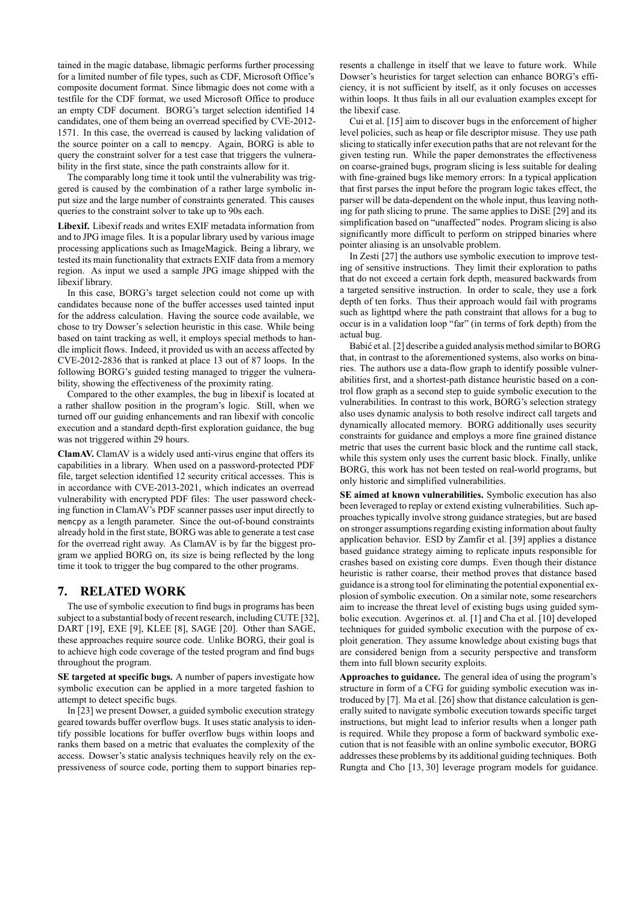tained in the magic database, libmagic performs further processing for a limited number of file types, such as CDF, Microsoft Office's composite document format. Since libmagic does not come with a testfile for the CDF format, we used Microsoft Office to produce an empty CDF document. BORG's target selection identified 14 candidates, one of them being an overread specified by CVE-2012-1571. In this case, the overread is caused by lacking validation of the source pointer on a call to `memcpy`. Again, BORG is able to query the constraint solver for a test case that triggers the vulnerability in the first state, since the path constraints allow for it.

The comparably long time it took until the vulnerability was triggered is caused by the combination of a rather large symbolic input size and the large number of constraints generated. This causes queries to the constraint solver to take up to 90s each.

**Libexif.** Libexif reads and writes EXIF metadata information from and to JPG image files. It is a popular library used by various image processing applications such as ImageMagick. Being a library, we tested its main functionality that extracts EXIF data from a memory region. As input we used a sample JPG image shipped with the libexif library.

In this case, BORG's target selection could not come up with candidates because none of the buffer accesses used tainted input for the address calculation. Having the source code available, we chose to try Dowser's selection heuristic in this case. While being based on taint tracking as well, it employs special methods to handle implicit flows. Indeed, it provided us with an access affected by CVE-2012-2836 that is ranked at place 13 out of 87 loops. In the following BORG's guided testing managed to trigger the vulnerability, showing the effectiveness of the proximity rating.

Compared to the other examples, the bug in libexif is located at a rather shallow position in the program's logic. Still, when we turned off our guiding enhancements and ran libexif with concolic execution and a standard depth-first exploration guidance, the bug was not triggered within 29 hours.

**ClamAV.** ClamAV is a widely used anti-virus engine that offers its capabilities in a library. When used on a password-protected PDF file, target selection identified 12 security critical accesses. This is in accordance with CVE-2013-2021, which indicates an overread vulnerability with encrypted PDF files: The user password checking function in ClamAV's PDF scanner passes user input directly to `memcpy` as a length parameter. Since the out-of-bound constraints already hold in the first state, BORG was able to generate a test case for the overread right away. As ClamAV is by far the biggest program we applied BORG on, its size is being reflected by the long time it took to trigger the bug compared to the other programs.

## 7. RELATED WORK

The use of symbolic execution to find bugs in programs has been subject to a substantial body of recent research, including CUTE [32], DART [19], EXE [9], KLEE [8], SAGE [20]. Other than SAGE, these approaches require source code. Unlike BORG, their goal is to achieve high code coverage of the tested program and find bugs throughout the program.

**SE targeted at specific bugs.** A number of papers investigate how symbolic execution can be applied in a more targeted fashion to attempt to detect specific bugs.

In [23] we present Dowser, a guided symbolic execution strategy geared towards buffer overflow bugs. It uses static analysis to identify possible locations for buffer overflow bugs within loops and ranks them based on a metric that evaluates the complexity of the access. Dowser's static analysis techniques heavily rely on the expressiveness of source code, porting them to support binaries represents a challenge in itself that we leave to future work. While Dowser's heuristics for target selection can enhance BORG's efficiency, it is not sufficient by itself, as it only focuses on accesses within loops. It thus fails in all our evaluation examples except for the libexif case.

Cui et al. [15] aim to discover bugs in the enforcement of higher level policies, such as heap or file descriptor misuse. They use path slicing to statically infer execution paths that are not relevant for the given testing run. While the paper demonstrates the effectiveness on coarse-grained bugs, program slicing is less suitable for dealing with fine-grained bugs like memory errors: In a typical application that first parses the input before the program logic takes effect, the parser will be data-dependent on the whole input, thus leaving nothing for path slicing to prune. The same applies to DiSE [29] and its simplification based on "unaffected" nodes. Program slicing is also significantly more difficult to perform on stripped binaries where pointer aliasing is an unsolvable problem.

In Zesti [27] the authors use symbolic execution to improve testing of sensitive instructions. They limit their exploration to paths that do not exceed a certain fork depth, measured backwards from a targeted sensitive instruction. In order to scale, they use a fork depth of ten forks. Thus their approach would fail with programs such as lighttpd where the path constraint that allows for a bug to occur is in a validation loop "far" (in terms of fork depth) from the actual bug.

Babić et al. [2] describe a guided analysis method similar to BORG that, in contrast to the aforementioned systems, also works on binaries. The authors use a data-flow graph to identify possible vulnerabilities first, and a shortest-path distance heuristic based on a control flow graph as a second step to guide symbolic execution to the vulnerabilities. In contrast to this work, BORG's selection strategy also uses dynamic analysis to both resolve indirect call targets and dynamically allocated memory. BORG additionally uses security constraints for guidance and employs a more fine grained distance metric that uses the current basic block and the runtime call stack, while this system only uses the current basic block. Finally, unlike BORG, this work has not been tested on real-world programs, but only historic and simplified vulnerabilities.

**SE aimed at known vulnerabilities.** Symbolic execution has also been leveraged to replay or extend existing vulnerabilities. Such approaches typically involve strong guidance strategies, but are based on stronger assumptions regarding existing information about faulty application behavior. ESD by Zamfir et al. [39] applies a distance based guidance strategy aiming to replicate inputs responsible for crashes based on existing core dumps. Even though their distance heuristic is rather coarse, their method proves that distance based guidance is a strong tool for eliminating the potential exponential explosion of symbolic execution. On a similar note, some researchers aim to increase the threat level of existing bugs using guided symbolic execution. Avgerinos et. al. [1] and Cha et al. [10] developed techniques for guided symbolic execution with the purpose of exploit generation. They assume knowledge about existing bugs that are considered benign from a security perspective and transform them into full blown security exploits.

**Approaches to guidance.** The general idea of using the program's structure in form of a CFG for guiding symbolic execution was introduced by [7]. Ma et al. [26] show that distance calculation is generally suited to navigate symbolic execution towards specific target instructions, but might lead to inferior results when a longer path is required. While they propose a form of backward symbolic execution that is not feasible with an online symbolic executor, BORG addresses these problems by its additional guiding techniques. Both Rungta and Cho [13, 30] leverage program models for guidance.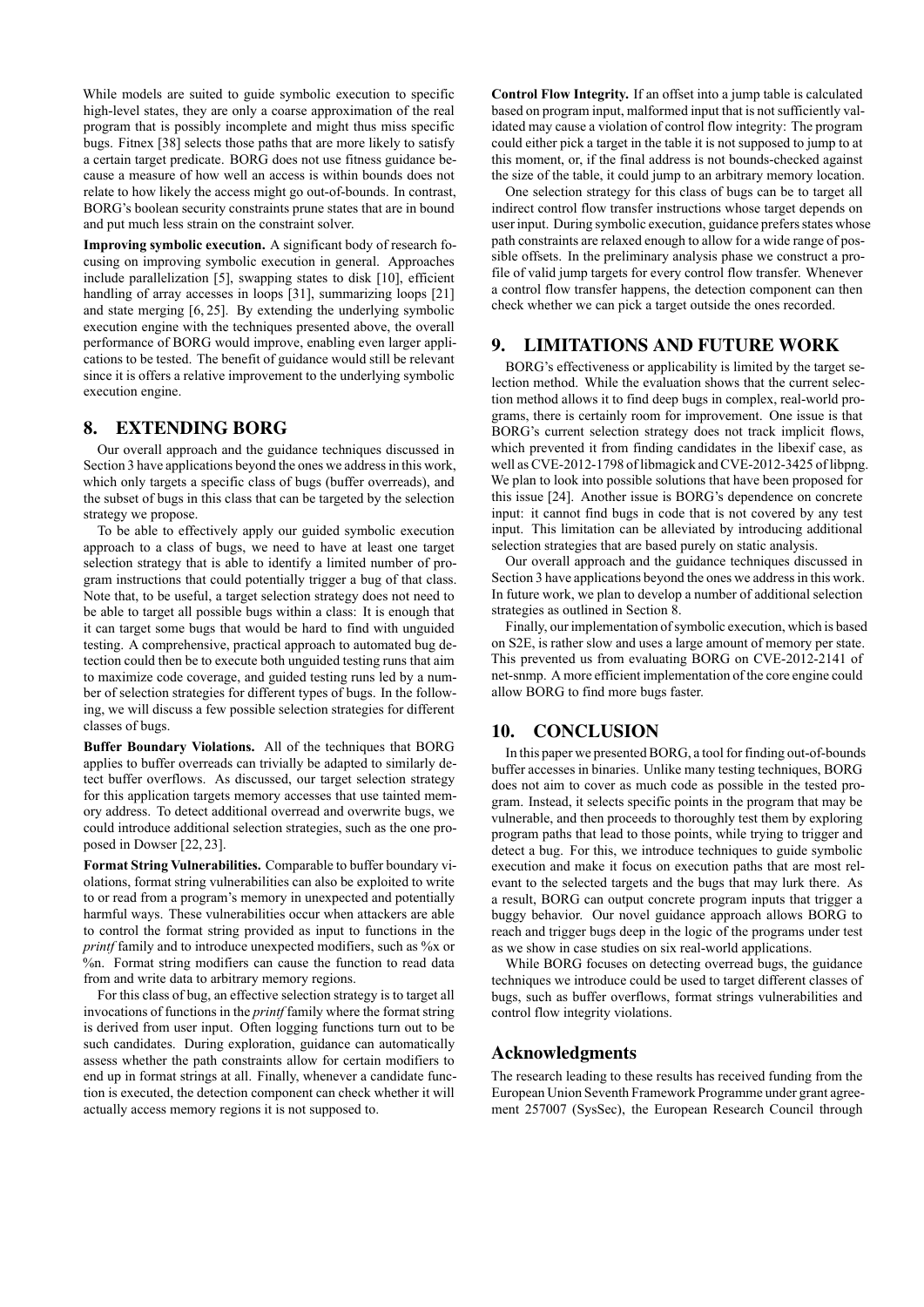While models are suited to guide symbolic execution to specific high-level states, they are only a coarse approximation of the real program that is possibly incomplete and might thus miss specific bugs. Fitnex [38] selects those paths that are more likely to satisfy a certain target predicate. BORG does not use fitness guidance because a measure of how well an access is within bounds does not relate to how likely the access might go out-of-bounds. In contrast, BORG's boolean security constraints prune states that are in bound and put much less strain on the constraint solver.

**Improving symbolic execution.** A significant body of research focusing on improving symbolic execution in general. Approaches include parallelization [5], swapping states to disk [10], efficient handling of array accesses in loops [31], summarizing loops [21] and state merging [6, 25]. By extending the underlying symbolic execution engine with the techniques presented above, the overall performance of BORG would improve, enabling even larger applications to be tested. The benefit of guidance would still be relevant since it is offers a relative improvement to the underlying symbolic execution engine.

## 8. EXTENDING BORG

Our overall approach and the guidance techniques discussed in Section 3 have applications beyond the ones we address in this work, which only targets a specific class of bugs (buffer overreads), and the subset of bugs in this class that can be targeted by the selection strategy we propose.

To be able to effectively apply our guided symbolic execution approach to a class of bugs, we need to have at least one target selection strategy that is able to identify a limited number of program instructions that could potentially trigger a bug of that class. Note that, to be useful, a target selection strategy does not need to be able to target all possible bugs within a class: It is enough that it can target some bugs that would be hard to find with unguided testing. A comprehensive, practical approach to automated bug detection could then be to execute both unguided testing runs that aim to maximize code coverage, and guided testing runs led by a number of selection strategies for different types of bugs. In the following, we will discuss a few possible selection strategies for different classes of bugs.

**Buffer Boundary Violations.** All of the techniques that BORG applies to buffer overreads can trivially be adapted to similarly detect buffer overflows. As discussed, our target selection strategy for this application targets memory accesses that use tainted memory address. To detect additional overread and overwrite bugs, we could introduce additional selection strategies, such as the one proposed in Dowser [22, 23].

**Format String Vulnerabilities.** Comparable to buffer boundary violations, format string vulnerabilities can also be exploited to write to or read from a program's memory in unexpected and potentially harmful ways. These vulnerabilities occur when attackers are able to control the format string provided as input to functions in the *printf* family and to introduce unexpected modifiers, such as %x or %n. Format string modifiers can cause the function to read data from and write data to arbitrary memory regions.

For this class of bug, an effective selection strategy is to target all invocations of functions in the *printf* family where the format string is derived from user input. Often logging functions turn out to be such candidates. During exploration, guidance can automatically assess whether the path constraints allow for certain modifiers to end up in format strings at all. Finally, whenever a candidate function is executed, the detection component can check whether it will actually access memory regions it is not supposed to.

**Control Flow Integrity.** If an offset into a jump table is calculated based on program input, malformed input that is not sufficiently validated may cause a violation of control flow integrity: The program could either pick a target in the table it is not supposed to jump to at this moment, or, if the final address is not bounds-checked against the size of the table, it could jump to an arbitrary memory location.

One selection strategy for this class of bugs can be to target all indirect control flow transfer instructions whose target depends on user input. During symbolic execution, guidance prefers states whose path constraints are relaxed enough to allow for a wide range of possible offsets. In the preliminary analysis phase we construct a profile of valid jump targets for every control flow transfer. Whenever a control flow transfer happens, the detection component can then check whether we can pick a target outside the ones recorded.

## 9. LIMITATIONS AND FUTURE WORK

BORG's effectiveness or applicability is limited by the target selection method. While the evaluation shows that the current selection method allows it to find deep bugs in complex, real-world programs, there is certainly room for improvement. One issue is that BORG's current selection strategy does not track implicit flows, which prevented it from finding candidates in the libexif case, as well as CVE-2012-1798 of libmagick and CVE-2012-3425 of libpng. We plan to look into possible solutions that have been proposed for this issue [24]. Another issue is BORG's dependence on concrete input: it cannot find bugs in code that is not covered by any test input. This limitation can be alleviated by introducing additional selection strategies that are based purely on static analysis.

Our overall approach and the guidance techniques discussed in Section 3 have applications beyond the ones we address in this work. In future work, we plan to develop a number of additional selection strategies as outlined in Section 8.

Finally, our implementation of symbolic execution, which is based on S2E, is rather slow and uses a large amount of memory per state. This prevented us from evaluating BORG on CVE-2012-2141 of net-snmp. A more efficient implementation of the core engine could allow BORG to find more bugs faster.

## 10. CONCLUSION

In this paper we presented BORG, a tool for finding out-of-bounds buffer accesses in binaries. Unlike many testing techniques, BORG does not aim to cover as much code as possible in the tested program. Instead, it selects specific points in the program that may be vulnerable, and then proceeds to thoroughly test them by exploring program paths that lead to those points, while trying to trigger and detect a bug. For this, we introduce techniques to guide symbolic execution and make it focus on execution paths that are most relevant to the selected targets and the bugs that may lurk there. As a result, BORG can output concrete program inputs that trigger a buggy behavior. Our novel guidance approach allows BORG to reach and trigger bugs deep in the logic of the programs under test as we show in case studies on six real-world applications.

While BORG focuses on detecting overread bugs, the guidance techniques we introduce could be used to target different classes of bugs, such as buffer overflows, format strings vulnerabilities and control flow integrity violations.

### Acknowledgments

The research leading to these results has received funding from the European Union Seventh Framework Programme under grant agreement 257007 (SysSec), the European Research Council through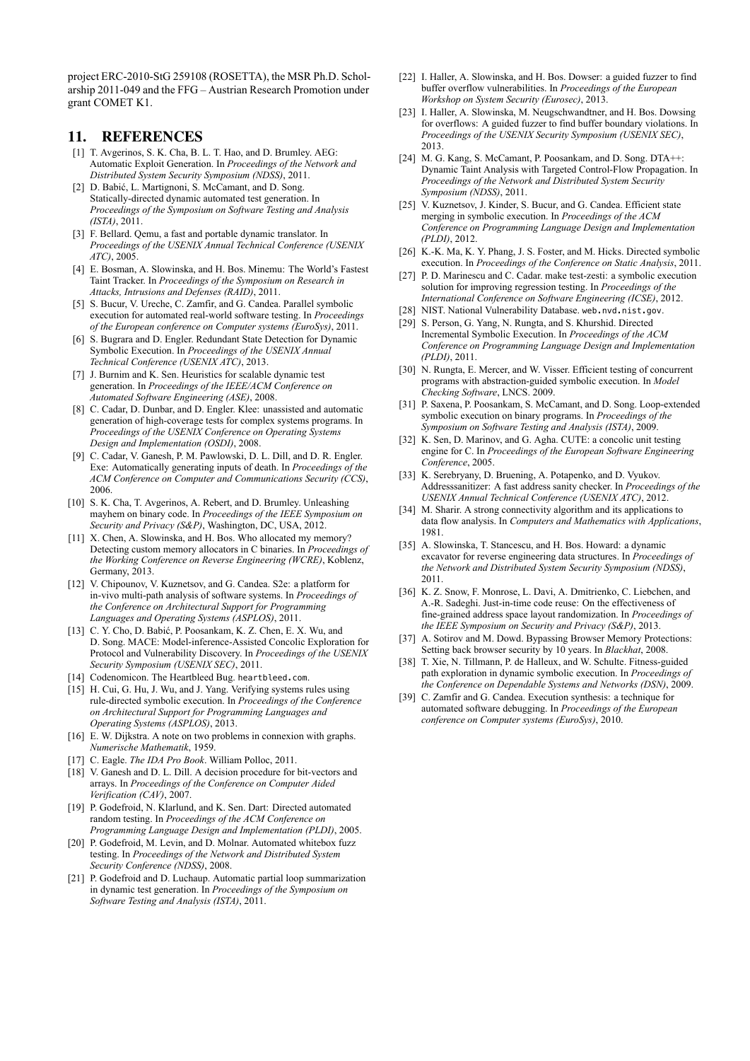project ERC-2010-StG 259108 (ROSETTA), the MSR Ph.D. Scholarship 2011-049 and the FFG – Austrian Research Promotion under grant COMET K1.

## 11. REFERENCES

- [1] T. Avgerinos, S. K. Cha, B. L. T. Hao, and D. Brumley. AEG: Automatic Exploit Generation. In *Proceedings of the Network and Distributed System Security Symposium (NDSS)*, 2011.
- [2] D. Babić, L. Martignoni, S. McCamant, and D. Song. Statically-directed dynamic automated test generation. In *Proceedings of the Symposium on Software Testing and Analysis (ISTA)*, 2011.
- [3] F. Bellard. Qemu, a fast and portable dynamic translator. In *Proceedings of the USENIX Annual Technical Conference (USENIX ATC)*, 2005.
- [4] E. Bosman, A. Slowinska, and H. Bos. Minemu: The World's Fastest Taint Tracker. In *Proceedings of the Symposium on Research in Attacks, Intrusions and Defenses (RAID)*, 2011.
- [5] S. Bucur, V. Ureche, C. Zamfir, and G. Candea. Parallel symbolic execution for automated real-world software testing. In *Proceedings of the European conference on Computer systems (EuroSys)*, 2011.
- [6] S. Bugrara and D. Engler. Redundant State Detection for Dynamic Symbolic Execution. In *Proceedings of the USENIX Annual Technical Conference (USENIX ATC)*, 2013.
- [7] J. Burnim and K. Sen. Heuristics for scalable dynamic test generation. In *Proceedings of the IEEE/ACM Conference on Automated Software Engineering (ASE)*, 2008.
- [8] C. Cadar, D. Dunbar, and D. Engler. Klee: unassisted and automatic generation of high-coverage tests for complex systems programs. In *Proceedings of the USENIX Conference on Operating Systems Design and Implementation (OSDI)*, 2008.
- [9] C. Cadar, V. Ganesh, P. M. Pawlowski, D. L. Dill, and D. R. Engler. Exe: Automatically generating inputs of death. In *Proceedings of the ACM Conference on Computer and Communications Security (CCS)*, 2006.
- [10] S. K. Cha, T. Avgerinos, A. Rebert, and D. Brumley. Unleashing mayhem on binary code. In *Proceedings of the IEEE Symposium on Security and Privacy (S&P)*, Washington, DC, USA, 2012.
- [11] X. Chen, A. Slowinska, and H. Bos. Who allocated my memory? Detecting custom memory allocators in C binaries. In *Proceedings of the Working Conference on Reverse Engineering (WCRE)*, Koblenz, Germany, 2013.
- [12] V. Chipounov, V. Kuznetsov, and G. Candea. S2e: a platform for in-vivo multi-path analysis of software systems. In *Proceedings of the Conference on Architectural Support for Programming Languages and Operating Systems (ASPLOS)*, 2011.
- [13] C. Y. Cho, D. Babić, P. Poosankam, K. Z. Chen, E. X. Wu, and D. Song. MACE: Model-inference-Assisted Concolic Exploration for Protocol and Vulnerability Discovery. In *Proceedings of the USENIX Security Symposium (USENIX SEC)*, 2011.
- [14] Codenomicon. The Heartbleed Bug. heartbleed.com.
- [15] H. Cui, G. Hu, J. Wu, and J. Yang. Verifying systems rules using rule-directed symbolic execution. In *Proceedings of the Conference on Architectural Support for Programming Languages and Operating Systems (ASPLOS)*, 2013.
- [16] E. W. Dijkstra. A note on two problems in connexion with graphs. *Numerische Mathematik*, 1959.
- [17] C. Eagle. *The IDA Pro Book*. William Polloc, 2011.
- [18] V. Ganesh and D. L. Dill. A decision procedure for bit-vectors and arrays. In *Proceedings of the Conference on Computer Aided Verification (CAV)*, 2007.
- [19] P. Godefroid, N. Klarlund, and K. Sen. Dart: Directed automated random testing. In *Proceedings of the ACM Conference on Programming Language Design and Implementation (PLDI)*, 2005.
- [20] P. Godefroid, M. Levin, and D. Molnar. Automated whitebox fuzz testing. In *Proceedings of the Network and Distributed System Security Conference (NDSS)*, 2008.
- [21] P. Godefroid and D. Luchaup. Automatic partial loop summarization in dynamic test generation. In *Proceedings of the Symposium on Software Testing and Analysis (ISTA)*, 2011.
- [22] I. Haller, A. Slowinska, and H. Bos. Dowser: a guided fuzzer to find buffer overflow vulnerabilities. In *Proceedings of the European Workshop on System Security (Eurosec)*, 2013.
- [23] I. Haller, A. Slowinska, M. Neugschwandtner, and H. Bos. Dowsing for overflows: A guided fuzzer to find buffer boundary violations. In *Proceedings of the USENIX Security Symposium (USENIX SEC)*, 2013.
- [24] M. G. Kang, S. McCamant, P. Poosankam, and D. Song. DTA++: Dynamic Taint Analysis with Targeted Control-Flow Propagation. In *Proceedings of the Network and Distributed System Security Symposium (NDSS)*, 2011.
- [25] V. Kuznetsov, J. Kinder, S. Bucur, and G. Candea. Efficient state merging in symbolic execution. In *Proceedings of the ACM Conference on Programming Language Design and Implementation (PLDI)*, 2012.
- [26] K.-K. Ma, K. Y. Phang, J. S. Foster, and M. Hicks. Directed symbolic execution. In *Proceedings of the Conference on Static Analysis*, 2011.
- [27] P. D. Marinescu and C. Cadar. make test-zesti: a symbolic execution solution for improving regression testing. In *Proceedings of the International Conference on Software Engineering (ICSE)*, 2012.
- [28] NIST. National Vulnerability Database. web.nvd.nist.gov.
- [29] S. Person, G. Yang, N. Rungta, and S. Khurshid. Directed Incremental Symbolic Execution. In *Proceedings of the ACM Conference on Programming Language Design and Implementation (PLDI)*, 2011.
- [30] N. Rungta, E. Mercer, and W. Visser. Efficient testing of concurrent programs with abstraction-guided symbolic execution. In *Model Checking Software*, LNCS. 2009.
- [31] P. Saxena, P. Poosankam, S. McCamant, and D. Song. Loop-extended symbolic execution on binary programs. In *Proceedings of the Symposium on Software Testing and Analysis (ISTA)*, 2009.
- [32] K. Sen, D. Marinov, and G. Agha. CUTE: a concolic unit testing engine for C. In *Proceedings of the European Software Engineering Conference*, 2005.
- [33] K. Serebryany, D. Bruening, A. Potapenko, and D. Vyukov. Addresssanitizer: A fast address sanity checker. In *Proceedings of the USENIX Annual Technical Conference (USENIX ATC)*, 2012.
- [34] M. Sharir. A strong connectivity algorithm and its applications to data flow analysis. In *Computers and Mathematics with Applications*, 1981.
- [35] A. Slowinska, T. Stancescu, and H. Bos. Howard: a dynamic excavator for reverse engineering data structures. In *Proceedings of the Network and Distributed System Security Symposium (NDSS)*, 2011.
- [36] K. Z. Snow, F. Monrose, L. Davi, A. Dmitrienko, C. Liebchen, and A.-R. Sadeghi. Just-in-time code reuse: On the effectiveness of fine-grained address space layout randomization. In *Proceedings of the IEEE Symposium on Security and Privacy (S&P)*, 2013.
- [37] A. Sotirov and M. Dowd. Bypassing Browser Memory Protections: Setting back browser security by 10 years. In *Blackhat*, 2008.
- [38] T. Xie, N. Tillmann, P. de Halleux, and W. Schulte. Fitness-guided path exploration in dynamic symbolic execution. In *Proceedings of the Conference on Dependable Systems and Networks (DSN)*, 2009.
- [39] C. Zamfir and G. Candea. Execution synthesis: a technique for automated software debugging. In *Proceedings of the European conference on Computer systems (EuroSys)*, 2010.